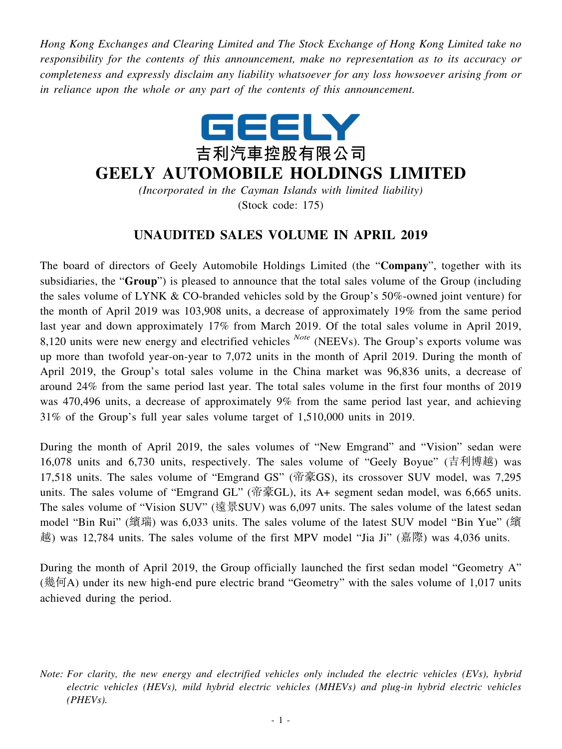*Hong Kong Exchanges and Clearing Limited and The Stock Exchange of Hong Kong Limited take no responsibility for the contents of this announcement, make no representation as to its accuracy or completeness and expressly disclaim any liability whatsoever for any loss howsoever arising from or in reliance upon the whole or any part of the contents of this announcement.*

GEELY

**吉利汽車控股有限公司**

# GEELY AUTOMOBILE HOLDINGS LIMITED

*(Incorporated in the Cayman Islands with limited liability)*

(Stock code: 175)

## UNAUDITED SALES VOLUME IN APRIL 2019

The board of directors of Geely Automobile Holdings Limited (the "**Company**", together with its subsidiaries, the "**Group**") is pleased to announce that the total sales volume of the Group (including the sales volume of LYNK & CO-branded vehicles sold by the Group's 50%-owned joint venture) for the month of April 2019 was 103,908 units, a decrease of approximately 19% from the same period last year and down approximately 17% from March 2019. Of the total sales volume in April 2019, 8,120 units were new energy and electrified vehicles [Note] (NEEVs). The Group's exports volume was up more than twofold year-on-year to 7,072 units in the month of April 2019. During the month of April 2019, the Group's total sales volume in the China market was 96,836 units, a decrease of around 24% from the same period last year. The total sales volume in the first four months of 2019 was 470,496 units, a decrease of approximately 9% from the same period last year, and achieving 31% of the Group's full year sales volume target of 1,510,000 units in 2019.

During the month of April 2019, the sales volumes of "New Emgrand" and "Vision" sedan were 16,078 units and 6,730 units, respectively. The sales volume of "Geely Boyue" (吉利博越) was 17,518 units. The sales volume of "Emgrand GS" (帝豪GS), its crossover SUV model, was 7,295 units. The sales volume of "Emgrand GL" (帝豪GL), its A+ segment sedan model, was 6,665 units. The sales volume of "Vision SUV" (遠景SUV) was 6,097 units. The sales volume of the latest sedan model "Bin Rui" (繽瑞) was 6,033 units. The sales volume of the latest SUV model "Bin Yue" (繽越) was 12,784 units. The sales volume of the first MPV model "Jia Ji" (嘉際) was 4,036 units.

During the month of April 2019, the Group officially launched the first sedan model "Geometry A" (幾何A) under its new high-end pure electric brand "Geometry" with the sales volume of 1,017 units achieved during the period.

*Note: For clarity, the new energy and electrified vehicles only included the electric vehicles (EVs), hybrid electric vehicles (HEVs), mild hybrid electric vehicles (MHEVs) and plug-in hybrid electric vehicles (PHEVs).*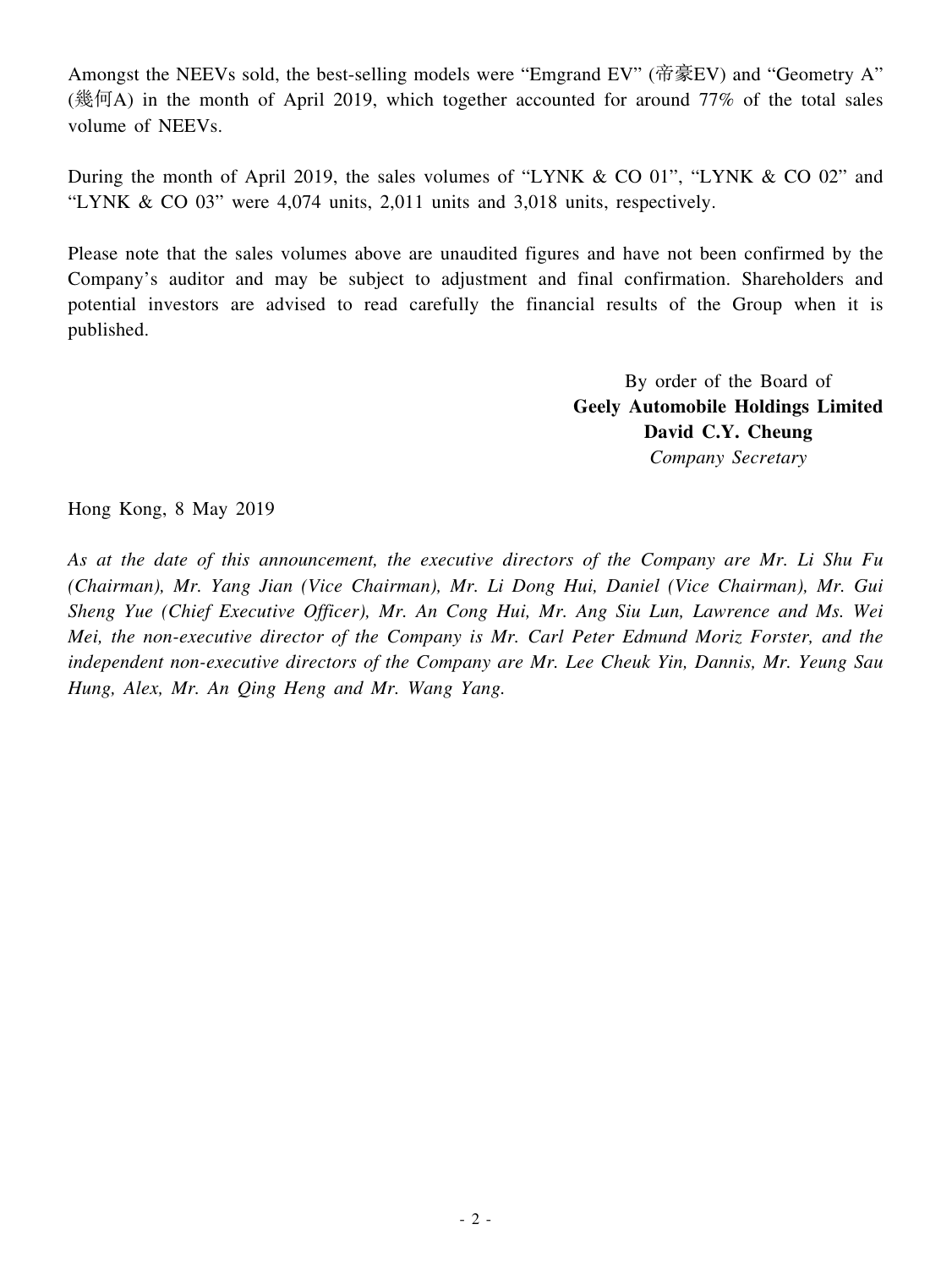Amongst the NEEVs sold, the best-selling models were "Emgrand EV" (帝豪EV) and "Geometry A" (幾何A) in the month of April 2019, which together accounted for around 77% of the total sales volume of NEEVs.

During the month of April 2019, the sales volumes of "LYNK & CO 01", "LYNK & CO 02" and "LYNK & CO 03" were 4,074 units, 2,011 units and 3,018 units, respectively.

Please note that the sales volumes above are unaudited figures and have not been confirmed by the Company's auditor and may be subject to adjustment and final confirmation. Shareholders and potential investors are advised to read carefully the financial results of the Group when it is published.

By order of the Board of
**Geely Automobile Holdings Limited**
**David C.Y. Cheung**
*Company Secretary*

Hong Kong, 8 May 2019

*As at the date of this announcement, the executive directors of the Company are Mr. Li Shu Fu (Chairman), Mr. Yang Jian (Vice Chairman), Mr. Li Dong Hui, Daniel (Vice Chairman), Mr. Gui Sheng Yue (Chief Executive Officer), Mr. An Cong Hui, Mr. Ang Siu Lun, Lawrence and Ms. Wei Mei, the non-executive director of the Company is Mr. Carl Peter Edmund Moriz Forster, and the independent non-executive directors of the Company are Mr. Lee Cheuk Yin, Dannis, Mr. Yeung Sau Hung, Alex, Mr. An Qing Heng and Mr. Wang Yang.*